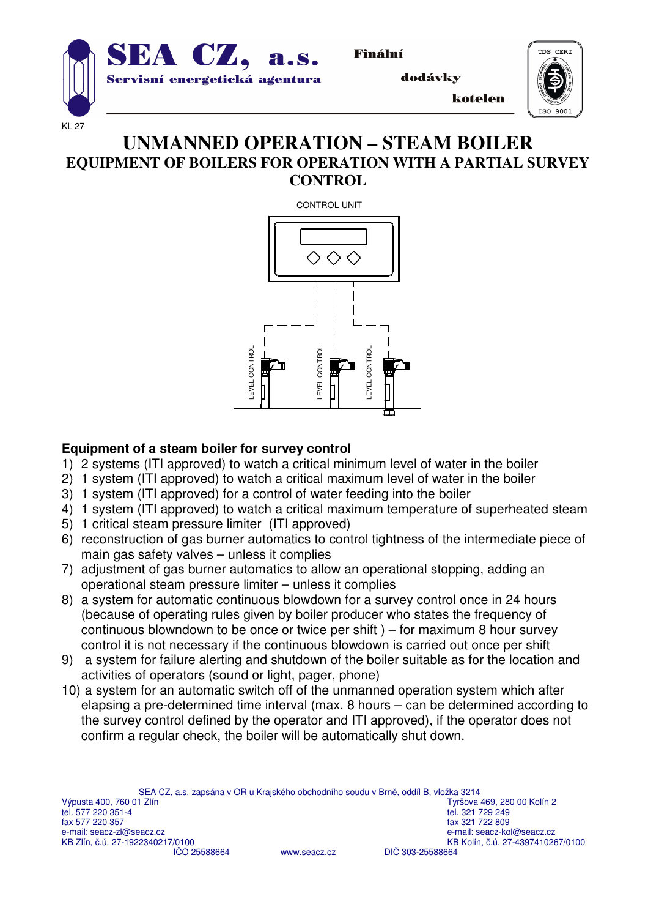KL 27

# UNMANNED OPERATION – STEAM BOILER

## EQUIPMENT OF BOILERS FOR OPERATION WITH A PARTIAL SURVEY CONTROL

CONTROL UNIT

LEVEL CONTROL

LEVEL CONTROL

LEVEL CONTROL

### Equipment of a steam boiler for survey control

1) 2 systems (ITI approved) to watch a critical minimum level of water in the boiler
2) 1 system (ITI approved) to watch a critical maximum level of water in the boiler
3) 1 system (ITI approved) for a control of water feeding into the boiler
4) 1 system (ITI approved) to watch a critical maximum temperature of superheated steam
5) 1 critical steam pressure limiter (ITI approved)
6) reconstruction of gas burner automatics to control tightness of the intermediate piece of main gas safety valves – unless it complies
7) adjustment of gas burner automatics to allow an operational stopping, adding an operational steam pressure limiter – unless it complies
8) a system for automatic continuous blowdown for a survey control once in 24 hours (because of operating rules given by boiler producer who states the frequency of continuous blowndown to be once or twice per shift ) – for maximum 8 hour survey control it is not necessary if the continuous blowdown is carried out once per shift
9) a system for failure alerting and shutdown of the boiler suitable as for the location and activities of operators (sound or light, pager, phone)
10) a system for an automatic switch off of the unmanned operation system which after elapsing a pre-determined time interval (max. 8 hours – can be determined according to the survey control defined by the operator and ITI approved), if the operator does not confirm a regular check, the boiler will be automatically shut down.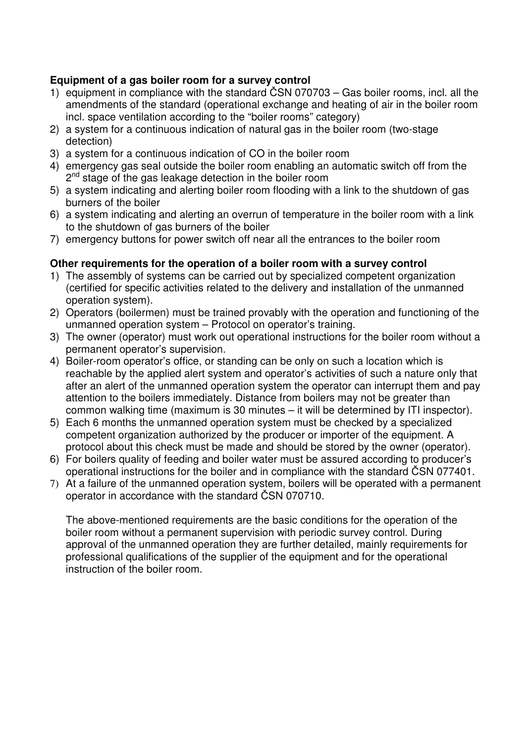**Equipment of a gas boiler room for a survey control**

1) equipment in compliance with the standard ČSN 070703 – Gas boiler rooms, incl. all the amendments of the standard (operational exchange and heating of air in the boiler room incl. space ventilation according to the "boiler rooms" category)
2) a system for a continuous indication of natural gas in the boiler room (two-stage detection)
3) a system for a continuous indication of CO in the boiler room
4) emergency gas seal outside the boiler room enabling an automatic switch off from the 2nd stage of the gas leakage detection in the boiler room
5) a system indicating and alerting boiler room flooding with a link to the shutdown of gas burners of the boiler
6) a system indicating and alerting an overrun of temperature in the boiler room with a link to the shutdown of gas burners of the boiler
7) emergency buttons for power switch off near all the entrances to the boiler room

**Other requirements for the operation of a boiler room with a survey control**

1) The assembly of systems can be carried out by specialized competent organization (certified for specific activities related to the delivery and installation of the unmanned operation system).
2) Operators (boilermen) must be trained provably with the operation and functioning of the unmanned operation system – Protocol on operator's training.
3) The owner (operator) must work out operational instructions for the boiler room without a permanent operator's supervision.
4) Boiler-room operator's office, or standing can be only on such a location which is reachable by the applied alert system and operator's activities of such a nature only that after an alert of the unmanned operation system the operator can interrupt them and pay attention to the boilers immediately. Distance from boilers may not be greater than common walking time (maximum is 30 minutes – it will be determined by ITI inspector).
5) Each 6 months the unmanned operation system must be checked by a specialized competent organization authorized by the producer or importer of the equipment. A protocol about this check must be made and should be stored by the owner (operator).
6) For boilers quality of feeding and boiler water must be assured according to producer's operational instructions for the boiler and in compliance with the standard ČSN 077401.
7) At a failure of the unmanned operation system, boilers will be operated with a permanent operator in accordance with the standard ČSN 070710.

The above-mentioned requirements are the basic conditions for the operation of the boiler room without a permanent supervision with periodic survey control. During approval of the unmanned operation they are further detailed, mainly requirements for professional qualifications of the supplier of the equipment and for the operational instruction of the boiler room.